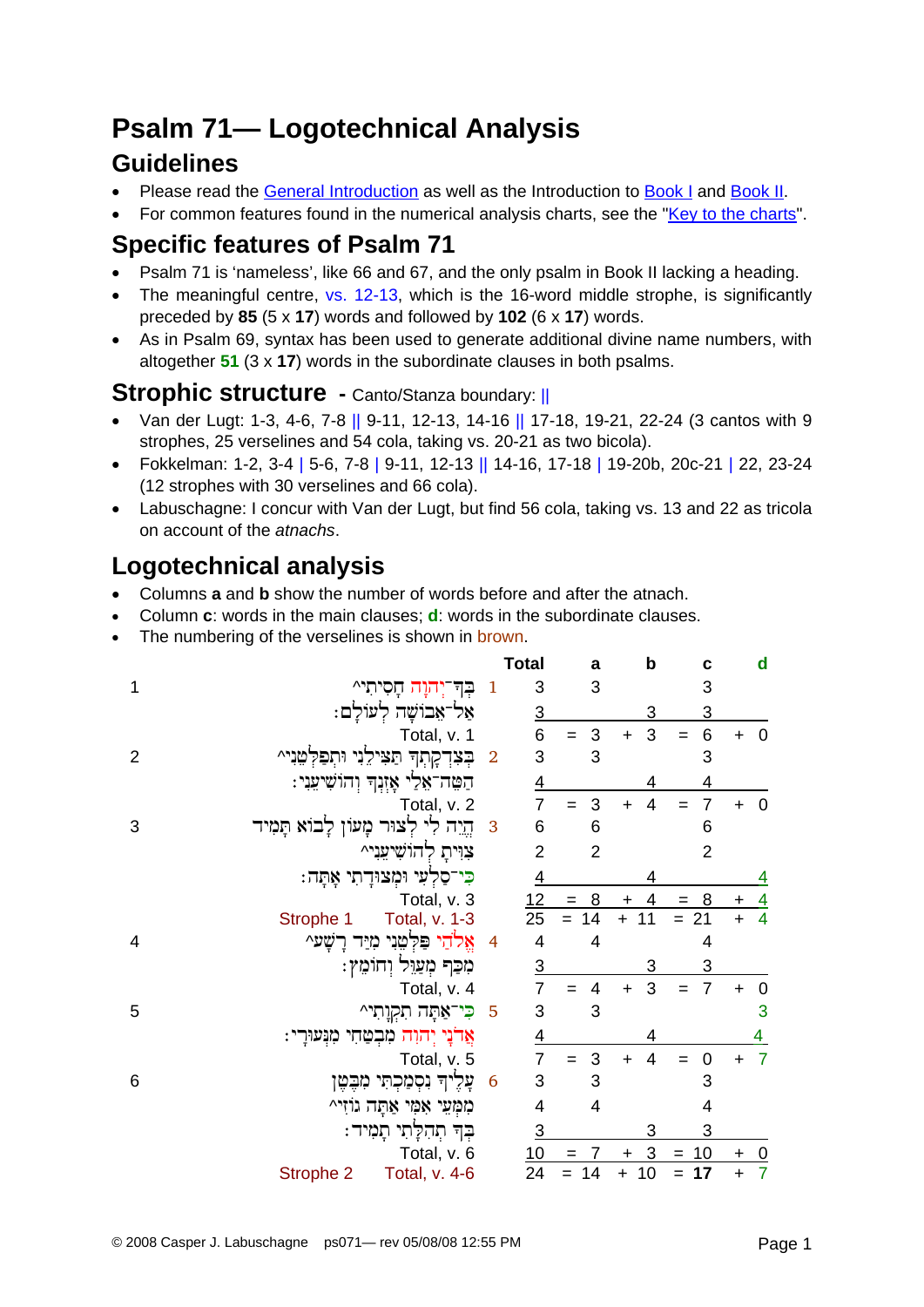# Psalm 71— Logotechnical Analysis

## Guidelines

- Please read the General Introduction as well as the Introduction to Book I and Book II.
- For common features found in the numerical analysis charts, see the "Key to the charts".

## Specific features of Psalm 71

- Psalm 71 is 'nameless', like 66 and 67, and the only psalm in Book II lacking a heading.
- The meaningful centre, vs. 12-13, which is the 16-word middle strophe, is significantly preceded by **85** (5 x **17**) words and followed by **102** (6 x **17**) words.
- As in Psalm 69, syntax has been used to generate additional divine name numbers, with altogether **51** (3 x **17**) words in the subordinate clauses in both psalms.

## Strophic structure - Canto/Stanza boundary: ||

- Van der Lugt: 1-3, 4-6, 7-8 || 9-11, 12-13, 14-16 || 17-18, 19-21, 22-24 (3 cantos with 9 strophes, 25 verselines and 54 cola, taking vs. 20-21 as two bicola).
- Fokkelman: 1-2, 3-4 | 5-6, 7-8 | 9-11, 12-13 || 14-16, 17-18 | 19-20b, 20c-21 | 22, 23-24 (12 strophes with 30 verselines and 66 cola).
- Labuschagne: I concur with Van der Lugt, but find 56 cola, taking vs. 13 and 22 as tricola on account of the *atnachs*.

## Logotechnical analysis

- Columns **a** and **b** show the number of words before and after the atnach.
- Column **c**: words in the main clauses; **d**: words in the subordinate clauses.
- The numbering of the verselines is shown in brown.

| | | | Total | | a | | b | | c | | d |
|---|---|---|---|---|---|---|---|---|---|---|---|
| 1 | בְּךָ־יְהוָה חָסִיתִי^ | 1 | 3 | | 3 | | | | 3 | | |
| | אַל־אֵבוֹשָׁה לְעוֹלָם׃ | | 3 | | | | 3 | | 3 | | |
| | Total, v. 1 | | 6 | = | 3 | + | 3 | = | 6 | + | 0 |
| 2 | בְּצִדְקָתְךָ תַּצִּילֵנִי וּתְפַלְּטֵנִי^ | 2 | 3 | | 3 | | | | 3 | | |
| | הַטֵּה־אֵלַי אָזְנְךָ וְהוֹשִׁיעֵנִי׃ | | 4 | | | | 4 | | 4 | | |
| | Total, v. 2 | | 7 | = | 3 | + | 4 | = | 7 | + | 0 |
| 3 | הֱיֵה לִי לְצוּר מָעוֹן לָבוֹא תָּמִיד | 3 | 6 | | 6 | | | | 6 | | |
| | צִוִּיתָ לְהוֹשִׁיעֵנִי^ | | 2 | | 2 | | | | 2 | | |
| | כִּי־סַלְעִי וּמְצוּדָתִי אָתָּה׃ | | 4 | | | | 4 | | | | 4 |
| | Total, v. 3 | | 12 | = | 8 | + | 4 | = | 8 | + | 4 |
| Strophe 1 | Total, v. 1-3 | | 25 | = | 14 | + | 11 | = | 21 | + | 4 |
| 4 | אֱלֹהַי פַּלְּטֵנִי מִיַּד רָשָׁע^ | 4 | 4 | | 4 | | | | 4 | | |
| | מִכַּף מְעַוֵּל וְחוֹמֵץ׃ | | 3 | | | | 3 | | 3 | | |
| | Total, v. 4 | | 7 | = | 4 | + | 3 | = | 7 | + | 0 |
| 5 | כִּי־אַתָּה תִקְוָתִי^ | 5 | 3 | | 3 | | | | | | 3 |
| | אֲדֹנָי יְהוִה מִבְטַחִי מִנְּעוּרָי׃ | | 4 | | | | 4 | | | | 4 |
| | Total, v. 5 | | 7 | = | 3 | + | 4 | = | 0 | + | 7 |
| 6 | עָלֶיךָ נִסְמַכְתִּי מִבֶּטֶן | 6 | 3 | | 3 | | | | 3 | | |
| | מִמְּעֵי אִמִּי אַתָּה גוֹזִי^ | | 4 | | 4 | | | | 4 | | |
| | בְּךָ תְהִלָּתִי תָמִיד׃ | | 3 | | | | 3 | | 3 | | |
| | Total, v. 6 | | 10 | = | 7 | + | 3 | = | 10 | + | 0 |
| Strophe 2 | Total, v. 4-6 | | 24 | = | 14 | + | 10 | = | **17** | + | 7 |

© 2008 Casper J. Labuschagne ps071— rev 05/08/08 12:55 PM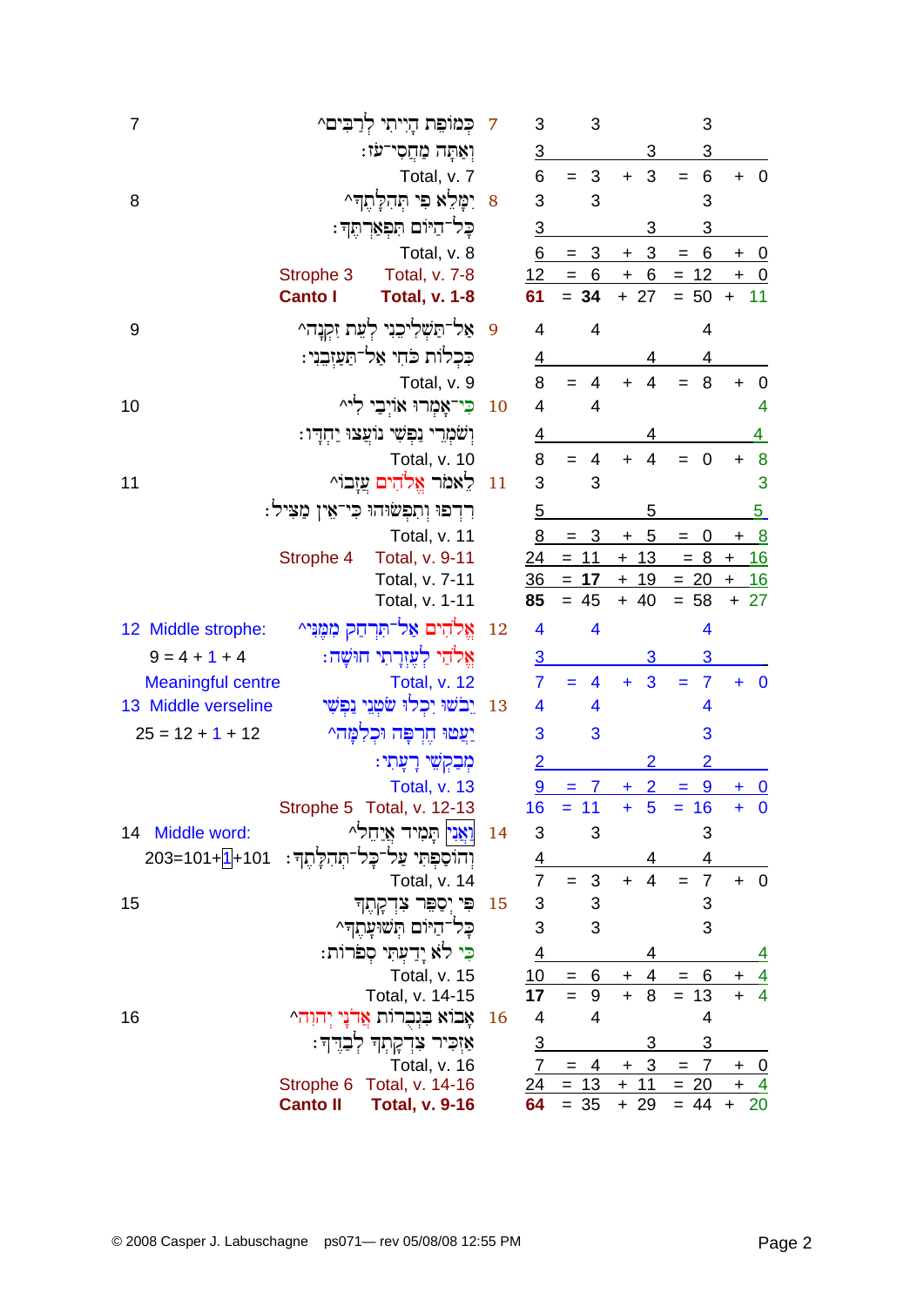| | Hebrew text | v. | | | | | | | | | |
|---|---|---|---|---|---|---|---|---|---|---|---|
| 7 | כְּמוֹפֵת הָיִיתִי לְרַבִּים^ | 7 | 3 | | 3 | | | | 3 | | |
| | וְאַתָּה מַחֲסִי־עֹז׃ | | 3 | | | | 3 | | 3 | | |
| | Total, v. 7 | | 6 | = | 3 | + | 3 | = | 6 | + | 0 |
| 8 | יִמָּלֵא פִי תְּהִלָּתֶךָ^ | 8 | 3 | | 3 | | | | 3 | | |
| | כָּל־הַיּוֹם תִּפְאַרְתֶּךָ׃ | | 3 | | | | 3 | | 3 | | |
| | Total, v. 8 | | 6 | = | 3 | + | 3 | = | 6 | + | 0 |
| | Strophe 3 Total, v. 7-8 | | 12 | = | 6 | + | 6 | = | 12 | + | 0 |
| | **Canto I** **Total, v. 1-8** | | **61** | = | **34** | + | 27 | = | 50 | + | 11 |
| 9 | אַל־תַּשְׁלִיכֵנִי לְעֵת זִקְנָה^ | 9 | 4 | | 4 | | | | 4 | | |
| | כִּכְלוֹת כֹּחִי אַל־תַּעַזְבֵנִי׃ | | 4 | | | | 4 | | 4 | | |
| | Total, v. 9 | | 8 | = | 4 | + | 4 | = | 8 | + | 0 |
| 10 | כִּי־אָמְרוּ אוֹיְבַי לִי^ | 10 | 4 | | 4 | | | | | | 4 |
| | וְשֹׁמְרֵי נַפְשִׁי נוֹעֲצוּ יַחְדָּו׃ | | 4 | | | | 4 | | | | 4 |
| | Total, v. 10 | | 8 | = | 4 | + | 4 | = | 0 | + | 8 |
| 11 | לֵאמֹר אֱלֹהִים עֲזָבוֹ^ | 11 | 3 | | 3 | | | | | | 3 |
| | רִדְפוּ וְתִפְשׂוּהוּ כִּי־אֵין מַצִּיל׃ | | 5 | | | | 5 | | | | 5 |
| | Total, v. 11 | | 8 | = | 3 | + | 5 | = | 0 | + | 8 |
| | Strophe 4 Total, v. 9-11 | | 24 | = | 11 | + | 13 | = | 8 | + | 16 |
| | Total, v. 7-11 | | 36 | = | **17** | + | 19 | = | 20 | + | 16 |
| | Total, v. 1-11 | | **85** | = | 45 | + | 40 | = | 58 | + | 27 |
| 12 Middle strophe: | אֱלֹהִים אַל־תִּרְחַק מִמֶּנִּי^ | 12 | 4 | | 4 | | | | 4 | | |
| 9 = 4 + 1 + 4 | אֱלֹהַי לְעֶזְרָתִי חוּשָׁה׃ | | 3 | | | | 3 | | 3 | | |
| Meaningful centre | Total, v. 12 | | 7 | = | 4 | + | 3 | = | 7 | + | 0 |
| 13 Middle verseline | יֵבֹשׁוּ יִכְלוּ שֹׂטְנֵי נַפְשִׁי | 13 | 4 | | 4 | | | | 4 | | |
| 25 = 12 + 1 + 12 | יַעֲטוּ חֶרְפָּה וּכְלִמָּה^ | | 3 | | 3 | | | | 3 | | |
| | מְבַקְשֵׁי רָעָתִי׃ | | 2 | | | | 2 | | 2 | | |
| | Total, v. 13 | | 9 | = | 7 | + | 2 | = | 9 | + | 0 |
| | Strophe 5 Total, v. 12-13 | | 16 | = | 11 | + | 5 | = | 16 | + | 0 |
| 14 Middle word: | וַאֲנִי תָּמִיד אֲיַחֵל^ | 14 | 3 | | 3 | | | | 3 | | |
| 203=101+1+101 | וְהוֹסַפְתִּי עַל־כָּל־תְּהִלָּתֶךָ׃ | | 4 | | | | 4 | | 4 | | |
| | Total, v. 14 | | 7 | = | 3 | + | 4 | = | 7 | + | 0 |
| 15 | פִּי יְסַפֵּר צִדְקָתֶךָ | 15 | 3 | | 3 | | | | 3 | | |
| | כָּל־הַיּוֹם תְּשׁוּעָתֶךָ^ | | 3 | | 3 | | | | 3 | | |
| | כִּי לֹא יָדַעְתִּי סְפֹרוֹת׃ | | 4 | | | | 4 | | | | 4 |
| | Total, v. 15 | | 10 | = | 6 | + | 4 | = | 6 | + | 4 |
| | Total, v. 14-15 | | **17** | = | 9 | + | 8 | = | 13 | + | 4 |
| 16 | אָבוֹא בִּגְבֻרוֹת אֲדֹנָי יְהוִה^ | 16 | 4 | | 4 | | | | 4 | | |
| | אַזְכִּיר צִדְקָתְךָ לְבַדֶּךָ׃ | | 3 | | | | 3 | | 3 | | |
| | Total, v. 16 | | 7 | = | 4 | + | 3 | = | 7 | + | 0 |
| | Strophe 6 Total, v. 14-16 | | 24 | = | 13 | + | 11 | = | 20 | + | 4 |
| | **Canto II** **Total, v. 9-16** | | **64** | = | 35 | + | 29 | = | 44 | + | 20 |

© 2008 Casper J. Labuschagne ps071— rev 05/08/08 12:55 PM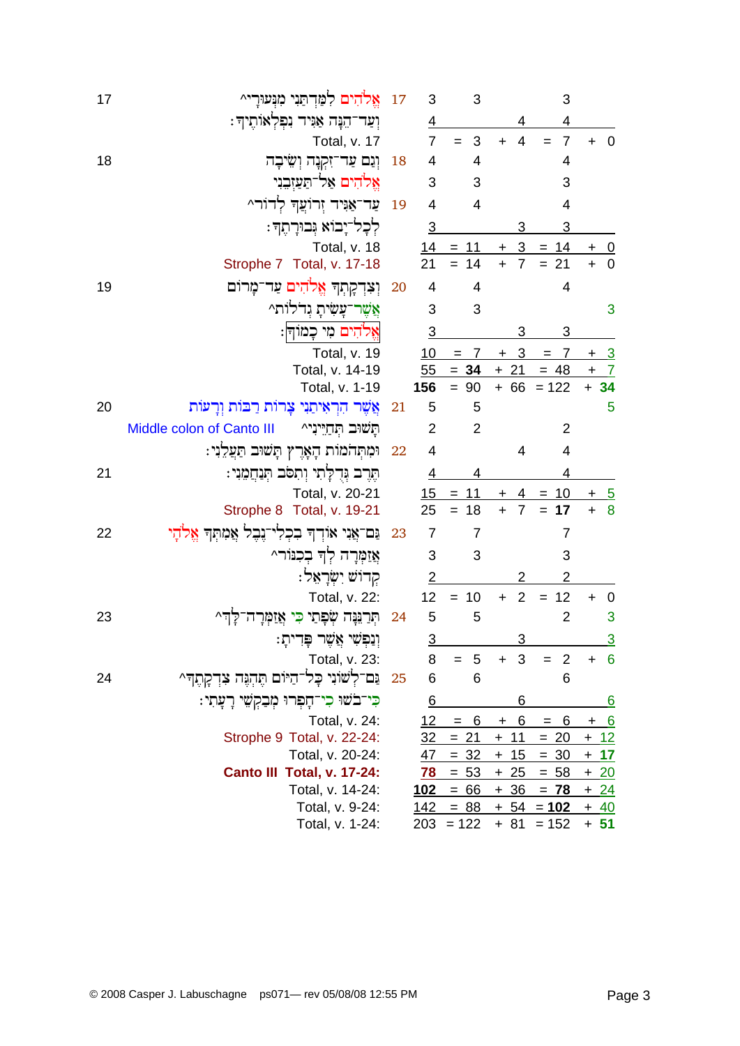| English v. | Hebrew text | Hebrew v. | Words | | | | | | | | |
|---|---|---|---|---|---|---|---|---|---|---|---|
| 17 | אֱלֹהִים לִמַּדְתַּנִי מִנְּעוּרָי^ | 17 | 3 | | 3 | | | | 3 | | |
| | וְעַד־הֵנָּה אַגִּיד נִפְלְאוֹתֶיךָ׃ | | 4 | | | | 4 | | 4 | | |
| | Total, v. 17 | | 7 | = | 3 | + | 4 | = | 7 | + | 0 |
| 18 | וְגַם עַד־זִקְנָה וְשֵׂיבָה | 18 | 4 | | 4 | | | | 4 | | |
| | אֱלֹהִים אַל־תַּעַזְבֵנִי | | 3 | | 3 | | | | 3 | | |
| | עַד־אַגִּיד זְרוֹעֲךָ לְדוֹר^ | 19 | 4 | | 4 | | | | 4 | | |
| | לְכָל־יָבוֹא גְּבוּרָתֶךָ׃ | | 3 | | | | 3 | | 3 | | |
| | Total, v. 18 | | 14 | = | 11 | + | 3 | = | 14 | + | 0 |
| | Strophe 7 Total, v. 17-18 | | 21 | = | 14 | + | 7 | = | 21 | + | 0 |
| 19 | וְצִדְקָתְךָ אֱלֹהִים עַד־מָרוֹם | 20 | 4 | | 4 | | | | 4 | | |
| | אֲשֶׁר־עָשִׂיתָ גְדֹלוֹת^ | | 3 | | 3 | | | | | | 3 |
| | אֱלֹהִים מִי כָמוֹךָ׃ | | 3 | | | | 3 | | 3 | | |
| | Total, v. 19 | | 10 | = | 7 | + | 3 | = | 7 | + | 3 |
| | Total, v. 14-19 | | 55 | = | **34** | + | 21 | = | 48 | + | 7 |
| | Total, v. 1-19 | | **156** | = | 90 | + | 66 | = | 122 | + | **34** |
| 20 | אֲשֶׁר הִרְאִיתַנִי צָרוֹת רַבּוֹת וְרָעוֹת | 21 | 5 | | 5 | | | | | | 5 |
| | Middle colon of Canto III — תָּשׁוּב תְּחַיֵּינִי^ | | 2 | | 2 | | | | 2 | | |
| | וּמִתְּהֹמוֹת הָאָרֶץ תָּשׁוּב תַּעֲלֵנִי׃ | 22 | 4 | | | | 4 | | 4 | | |
| 21 | תֶּרֶב גְּדֻלָּתִי וְתִסֹּב תְּנַחֲמֵנִי׃ | | 4 | | 4 | | | | 4 | | |
| | Total, v. 20-21 | | 15 | = | 11 | + | 4 | = | 10 | + | 5 |
| | Strophe 8 Total, v. 19-21 | | 25 | = | 18 | + | 7 | = | **17** | + | 8 |
| 22 | גַּם־אֲנִי אוֹדְךָ בִכְלִי־נֶבֶל אֲמִתְּךָ אֱלֹהָי | 23 | 7 | | 7 | | | | 7 | | |
| | אֲזַמְּרָה לְךָ בְכִנּוֹר^ | | 3 | | 3 | | | | 3 | | |
| | קְדוֹשׁ יִשְׂרָאֵל׃ | | 2 | | | | 2 | | 2 | | |
| | Total, v. 22: | | 12 | = | 10 | + | 2 | = | 12 | + | 0 |
| 23 | תְּרַנֵּנָּה שְׂפָתַי כִּי אֲזַמְּרָה־לָּךְ^ | 24 | 5 | | 5 | | | | 2 | | 3 |
| | וְנַפְשִׁי אֲשֶׁר פָּדִיתָ׃ | | 3 | | | | 3 | | | | 3 |
| | Total, v. 23: | | 8 | = | 5 | + | 3 | = | 2 | + | 6 |
| 24 | גַּם־לְשׁוֹנִי כָּל־הַיּוֹם תֶּהְגֶּה צִדְקָתֶךָ^ | 25 | 6 | | 6 | | | | 6 | | |
| | כִּי־בֹשׁוּ כִי־חָפְרוּ מְבַקְשֵׁי רָעָתִי׃ | | 6 | | | | 6 | | | | 6 |
| | Total, v. 24: | | 12 | = | 6 | + | 6 | = | 6 | + | 6 |
| | Strophe 9 Total, v. 22-24: | | 32 | = | 21 | + | 11 | = | 20 | + | 12 |
| | Total, v. 20-24: | | 47 | = | 32 | + | 15 | = | 30 | + | **17** |
| | **Canto III Total, v. 17-24:** | | **78** | = | 53 | + | 25 | = | 58 | + | 20 |
| | Total, v. 14-24: | | **102** | = | 66 | + | 36 | = | **78** | + | 24 |
| | Total, v. 9-24: | | 142 | = | 88 | + | 54 | = | **102** | + | 40 |
| | Total, v. 1-24: | | 203 | = | 122 | + | 81 | = | 152 | + | **51** |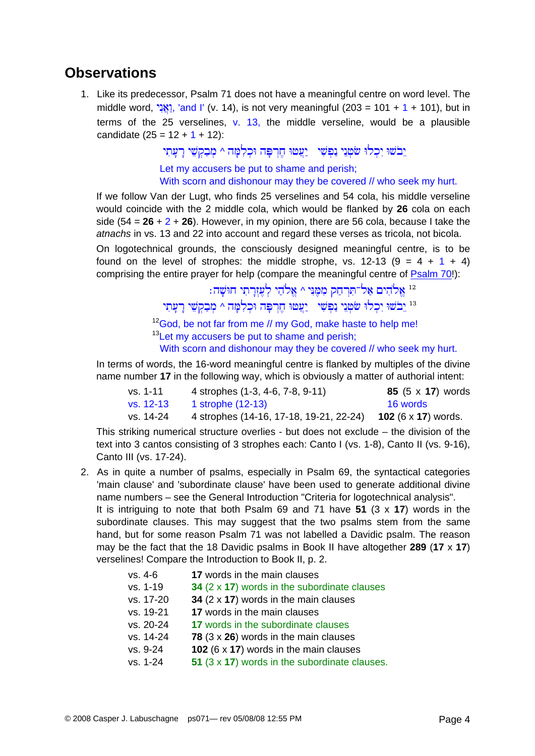## Observations

1. Like its predecessor, Psalm 71 does not have a meaningful centre on word level. The middle word, וַאֲנִי, 'and I' (v. 14), is not very meaningful (203 = 101 + 1 + 101), but in terms of the 25 verselines, v. 13, the middle verseline, would be a plausible candidate (25 = 12 + 1 + 12):

   יֵבֹשׁוּ יִכְלוּ שֹׂטְנֵי נַפְשִׁי   יַעֲטוּ חֶרְפָּה וּכְלִמָּה ^ מְבַקְשֵׁי רָעָתִי

   Let my accusers be put to shame and perish;
   With scorn and dishonour may they be covered // who seek my hurt.

   If we follow Van der Lugt, who finds 25 verselines and 54 cola, his middle verseline would coincide with the 2 middle cola, which would be flanked by **26** cola on each side (54 = **26** + 2 + **26**). However, in my opinion, there are 56 cola, because I take the *atnachs* in vs. 13 and 22 into account and regard these verses as tricola, not bicola.

   On logotechnical grounds, the consciously designed meaningful centre, is to be found on the level of strophes: the middle strophe, vs. 12-13 (9 = 4 + 1 + 4) comprising the entire prayer for help (compare the meaningful centre of Psalm 70!):

   12 אֱלֹהִים אַל־תִּרְחַק מִמֶּנִּי ^ אֱלֹהַי לְעֶזְרָתִי חוּשָׁה׃
   13 יֵבֹשׁוּ יִכְלוּ שֹׂטְנֵי נַפְשִׁי   יַעֲטוּ חֶרְפָּה וּכְלִמָּה ^ מְבַקְשֵׁי רָעָתִי

   [12]God, be not far from me // my God, make haste to help me!
   [13]Let my accusers be put to shame and perish;
   With scorn and dishonour may they be covered // who seek my hurt.

   In terms of words, the 16-word meaningful centre is flanked by multiples of the divine name number **17** in the following way, which is obviously a matter of authorial intent:

   | | | |
   |---|---|---|
   | vs. 1-11 | 4 strophes (1-3, 4-6, 7-8, 9-11) | **85** (5 x **17**) words |
   | vs. 12-13 | 1 strophe (12-13) | 16 words |
   | vs. 14-24 | 4 strophes (14-16, 17-18, 19-21, 22-24) | **102** (6 x **17**) words. |

   This striking numerical structure overlies - but does not exclude – the division of the text into 3 cantos consisting of 3 strophes each: Canto I (vs. 1-8), Canto II (vs. 9-16), Canto III (vs. 17-24).

2. As in quite a number of psalms, especially in Psalm 69, the syntactical categories 'main clause' and 'subordinate clause' have been used to generate additional divine name numbers – see the General Introduction "Criteria for logotechnical analysis".
   It is intriguing to note that both Psalm 69 and 71 have **51** (3 x **17**) words in the subordinate clauses. This may suggest that the two psalms stem from the same hand, but for some reason Psalm 71 was not labelled a Davidic psalm. The reason may be the fact that the 18 Davidic psalms in Book II have altogether **289** (**17** x **17**) verselines! Compare the Introduction to Book II, p. 2.

   | | |
   |---|---|
   | vs. 4-6 | **17** words in the main clauses |
   | vs. 1-19 | **34** (2 x **17**) words in the subordinate clauses |
   | vs. 17-20 | **34** (2 x **17**) words in the main clauses |
   | vs. 19-21 | **17** words in the main clauses |
   | vs. 20-24 | **17** words in the subordinate clauses |
   | vs. 14-24 | **78** (3 x **26**) words in the main clauses |
   | vs. 9-24 | **102** (6 x **17**) words in the main clauses |
   | vs. 1-24 | **51** (3 x **17**) words in the subordinate clauses. |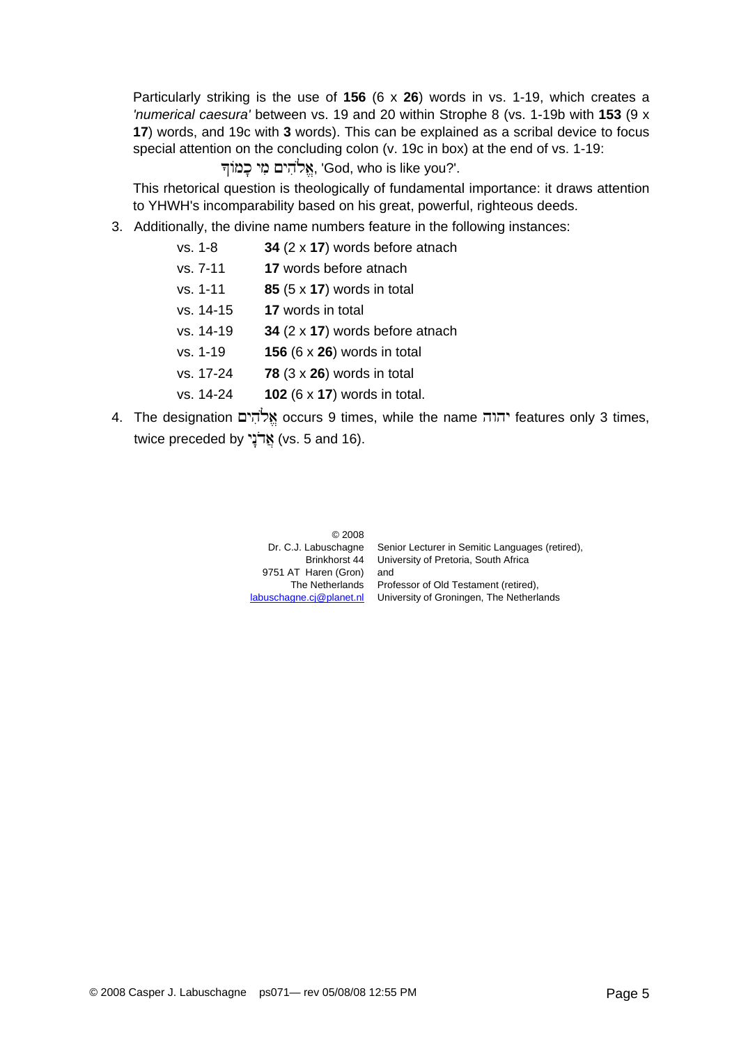Particularly striking is the use of **156** (6 x **26**) words in vs. 1-19, which creates a *'numerical caesura'* between vs. 19 and 20 within Strophe 8 (vs. 1-19b with **153** (9 x **17**) words, and 19c with **3** words). This can be explained as a scribal device to focus special attention on the concluding colon (v. 19c in box) at the end of vs. 1-19:

אֱלֹהִים מִי כָמוֹךָ, 'God, who is like you?'.

This rhetorical question is theologically of fundamental importance: it draws attention to YHWH's incomparability based on his great, powerful, righteous deeds.

3. Additionally, the divine name numbers feature in the following instances:

| | |
|---|---|
| vs. 1-8 | **34** (2 x **17**) words before atnach |
| vs. 7-11 | **17** words before atnach |
| vs. 1-11 | **85** (5 x **17**) words in total |
| vs. 14-15 | **17** words in total |
| vs. 14-19 | **34** (2 x **17**) words before atnach |
| vs. 1-19 | **156** (6 x **26**) words in total |
| vs. 17-24 | **78** (3 x **26**) words in total |
| vs. 14-24 | **102** (6 x **17**) words in total. |

4. The designation אֱלֹהִים occurs 9 times, while the name יהוה features only 3 times, twice preceded by אֲדֹנָי (vs. 5 and 16).

© 2008
Dr. C.J. Labuschagne — Senior Lecturer in Semitic Languages (retired),
Brinkhorst 44 — University of Pretoria, South Africa
9751 AT Haren (Gron) — and
The Netherlands — Professor of Old Testament (retired),
labuschagne.cj@planet.nl — University of Groningen, The Netherlands